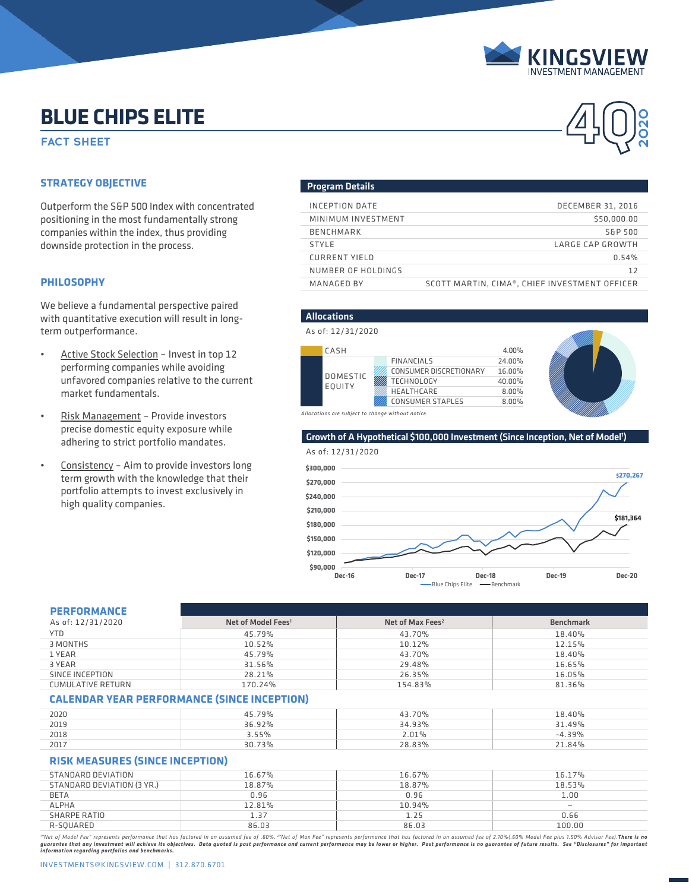KINGSVIEW INVESTMENT MANAGEMENT

# BLUE CHIPS ELITE

## FACT SHEET

4Q 2020

### STRATEGY OBJECTIVE

Outperform the S&P 500 Index with concentrated positioning in the most fundamentally strong companies within the index, thus providing downside protection in the process.

### PHILOSOPHY

We believe a fundamental perspective paired with quantitative execution will result in long-term outperformance.

- Active Stock Selection – Invest in top 12 performing companies while avoiding unfavored companies relative to the current market fundamentals.
- Risk Management – Provide investors precise domestic equity exposure while adhering to strict portfolio mandates.
- Consistency – Aim to provide investors long term growth with the knowledge that their portfolio attempts to invest exclusively in high quality companies.

### Program Details

| | |
|---|---|
| INCEPTION DATE | DECEMBER 31, 2016 |
| MINIMUM INVESTMENT | $50,000.00 |
| BENCHMARK | S&P 500 |
| STYLE | LARGE CAP GROWTH |
| CURRENT YIELD | 0.54% |
| NUMBER OF HOLDINGS | 12 |
| MANAGED BY | SCOTT MARTIN, CIMA®, CHIEF INVESTMENT OFFICER |

### Allocations

As of: 12/31/2020

| | | |
|---|---|---|
| CASH | | 4.00% |
| DOMESTIC EQUITY | FINANCIALS | 24.00% |
| | CONSUMER DISCRETIONARY | 16.00% |
| | TECHNOLOGY | 40.00% |
| | HEALTHCARE | 8.00% |
| | CONSUMER STAPLES | 8.00% |

*Allocations are subject to change without notice.*

### Growth of A Hypothetical $100,000 Investment (Since Inception, Net of Model[1])

As of: 12/31/2020

Blue Chips Elite: $270,267 — Benchmark: $181,364 (Dec-16 to Dec-20)

### PERFORMANCE

| As of: 12/31/2020 | Net of Model Fees[1] | Net of Max Fees[2] | Benchmark |
|---|---|---|---|
| YTD | 45.79% | 43.70% | 18.40% |
| 3 MONTHS | 10.52% | 10.12% | 12.15% |
| 1 YEAR | 45.79% | 43.70% | 18.40% |
| 3 YEAR | 31.56% | 29.48% | 16.65% |
| SINCE INCEPTION | 28.21% | 26.35% | 16.05% |
| CUMULATIVE RETURN | 170.24% | 154.83% | 81.36% |

### CALENDAR YEAR PERFORMANCE (SINCE INCEPTION)

| Year | Net of Model Fees[1] | Net of Max Fees[2] | Benchmark |
|---|---|---|---|
| 2020 | 45.79% | 43.70% | 18.40% |
| 2019 | 36.92% | 34.93% | 31.49% |
| 2018 | 3.55% | 2.01% | -4.39% |
| 2017 | 30.73% | 28.83% | 21.84% |

### RISK MEASURES (SINCE INCEPTION)

| | Net of Model Fees[1] | Net of Max Fees[2] | Benchmark |
|---|---|---|---|
| STANDARD DEVIATION | 16.67% | 16.67% | 16.17% |
| STANDARD DEVIATION (3 YR.) | 18.87% | 18.87% | 18.53% |
| BETA | 0.96 | 0.96 | 1.00 |
| ALPHA | 12.81% | 10.94% | – |
| SHARPE RATIO | 1.37 | 1.25 | 0.66 |
| R-SQUARED | 86.03 | 86.03 | 100.00 |

*[1]"Net of Model Fee" represents performance that has factored in an assumed fee of .60%. [2]"Net of Max Fee" represents performance that has factored in an assumed fee of 2.10%(.60% Model Fee plus 1.50% Advisor Fee).* ***There is no guarantee that any investment will achieve its objectives. Data quoted is past performance and current performance may be lower or higher. Past performance is no guarantee of future results. See "Disclosures" for important information regarding portfolios and benchmarks.***

INVESTMENTS@KINGSVIEW.COM | 312.870.6701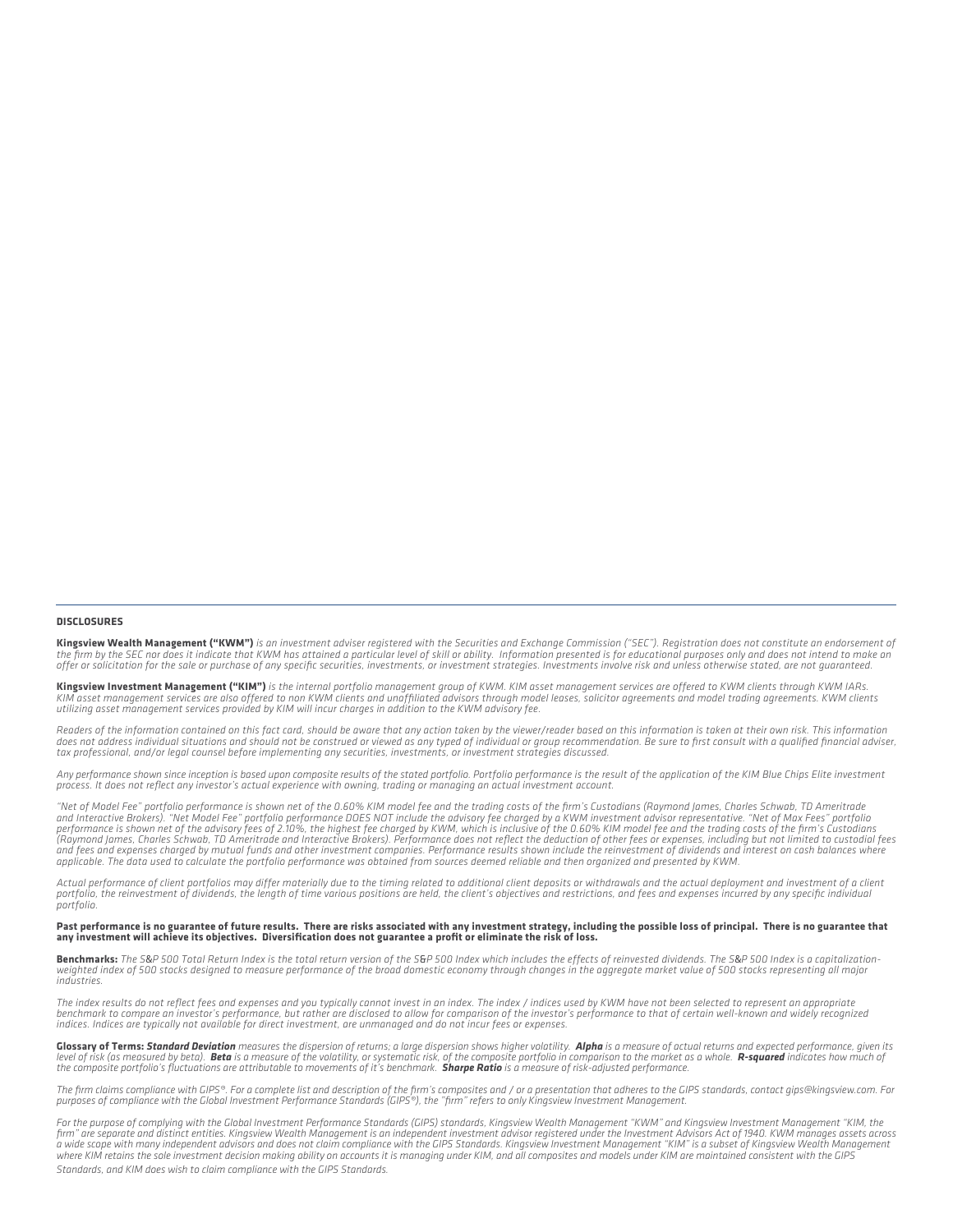## DISCLOSURES

**Kingsview Wealth Management ("KWM")** *is an investment adviser registered with the Securities and Exchange Commission ("SEC"). Registration does not constitute an endorsement of the firm by the SEC nor does it indicate that KWM has attained a particular level of skill or ability. Information presented is for educational purposes only and does not intend to make an offer or solicitation for the sale or purchase of any specific securities, investments, or investment strategies. Investments involve risk and unless otherwise stated, are not guaranteed.*

**Kingsview Investment Management ("KIM")** *is the internal portfolio management group of KWM. KIM asset management services are offered to KWM clients through KWM IARs. KIM asset management services are also offered to non KWM clients and unaffiliated advisors through model leases, solicitor agreements and model trading agreements. KWM clients utilizing asset management services provided by KIM will incur charges in addition to the KWM advisory fee.*

*Readers of the information contained on this fact card, should be aware that any action taken by the viewer/reader based on this information is taken at their own risk. This information does not address individual situations and should not be construed or viewed as any typed of individual or group recommendation. Be sure to first consult with a qualified financial adviser, tax professional, and/or legal counsel before implementing any securities, investments, or investment strategies discussed.*

*Any performance shown since inception is based upon composite results of the stated portfolio. Portfolio performance is the result of the application of the KIM Blue Chips Elite investment process. It does not reflect any investor's actual experience with owning, trading or managing an actual investment account.*

*"Net of Model Fee" portfolio performance is shown net of the 0.60% KIM model fee and the trading costs of the firm's Custodians (Raymond James, Charles Schwab, TD Ameritrade and Interactive Brokers). "Net Model Fee" portfolio performance DOES NOT include the advisory fee charged by a KWM investment advisor representative. "Net of Max Fees" portfolio performance is shown net of the advisory fees of 2.10%, the highest fee charged by KWM, which is inclusive of the 0.60% KIM model fee and the trading costs of the firm's Custodians (Raymond James, Charles Schwab, TD Ameritrade and Interactive Brokers). Performance does not reflect the deduction of other fees or expenses, including but not limited to custodial fees and fees and expenses charged by mutual funds and other investment companies. Performance results shown include the reinvestment of dividends and interest on cash balances where applicable. The data used to calculate the portfolio performance was obtained from sources deemed reliable and then organized and presented by KWM.*

*Actual performance of client portfolios may differ materially due to the timing related to additional client deposits or withdrawals and the actual deployment and investment of a client portfolio, the reinvestment of dividends, the length of time various positions are held, the client's objectives and restrictions, and fees and expenses incurred by any specific individual portfolio.*

**Past performance is no guarantee of future results. There are risks associated with any investment strategy, including the possible loss of principal. There is no guarantee that any investment will achieve its objectives. Diversification does not guarantee a profit or eliminate the risk of loss.**

**Benchmarks:** *The S&P 500 Total Return Index is the total return version of the S&P 500 Index which includes the effects of reinvested dividends. The S&P 500 Index is a capitalization-weighted index of 500 stocks designed to measure performance of the broad domestic economy through changes in the aggregate market value of 500 stocks representing all major industries.*

*The index results do not reflect fees and expenses and you typically cannot invest in an index. The index / indices used by KWM have not been selected to represent an appropriate benchmark to compare an investor's performance, but rather are disclosed to allow for comparison of the investor's performance to that of certain well-known and widely recognized indices. Indices are typically not available for direct investment, are unmanaged and do not incur fees or expenses.*

**Glossary of Terms:** ***Standard Deviation*** *measures the dispersion of returns; a large dispersion shows higher volatility.* ***Alpha*** *is a measure of actual returns and expected performance, given its level of risk (as measured by beta).* ***Beta*** *is a measure of the volatility, or systematic risk, of the composite portfolio in comparison to the market as a whole.* ***R-squared*** *indicates how much of the composite portfolio's fluctuations are attributable to movements of it's benchmark.* ***Sharpe Ratio*** *is a measure of risk-adjusted performance.*

*The firm claims compliance with GIPS®. For a complete list and description of the firm's composites and / or a presentation that adheres to the GIPS standards, contact gips@kingsview.com. For purposes of compliance with the Global Investment Performance Standards (GIPS®), the "firm" refers to only Kingsview Investment Management.*

*For the purpose of complying with the Global Investment Performance Standards (GIPS) standards, Kingsview Wealth Management "KWM" and Kingsview Investment Management "KIM, the firm" are separate and distinct entities. Kingsview Wealth Management is an independent investment advisor registered under the Investment Advisors Act of 1940. KWM manages assets across a wide scope with many independent advisors and does not claim compliance with the GIPS Standards. Kingsview Investment Management "KIM" is a subset of Kingsview Wealth Management where KIM retains the sole investment decision making ability on accounts it is managing under KIM, and all composites and models under KIM are maintained consistent with the GIPS Standards, and KIM does wish to claim compliance with the GIPS Standards.*